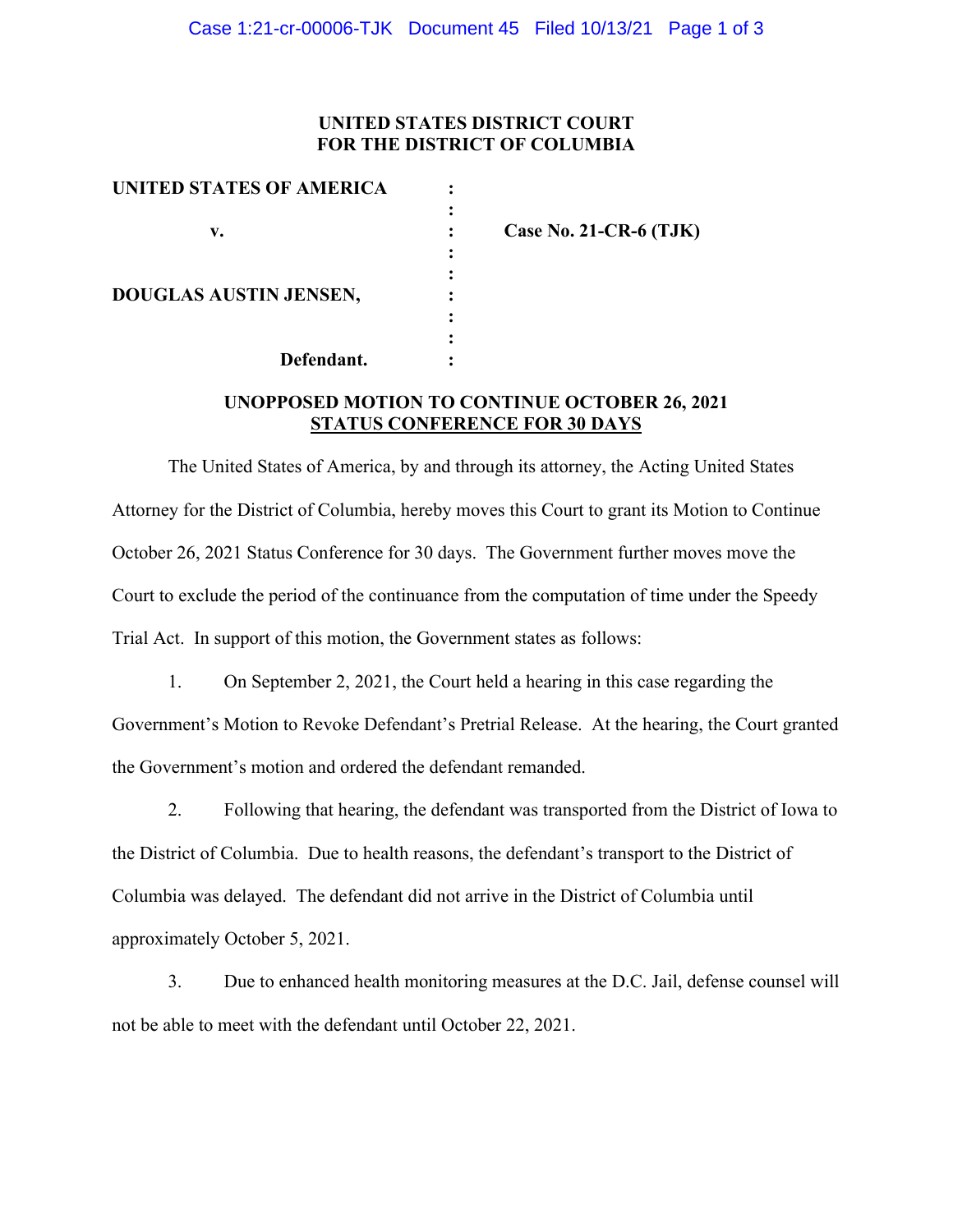**UNITED STATES DISTRICT COURT**
**FOR THE DISTRICT OF COLUMBIA**

| | | |
|---|---|---|
| **UNITED STATES OF AMERICA** | : | |
| | : | |
| **v.** | : | **Case No. 21-CR-6 (TJK)** |
| | : | |
| | : | |
| **DOUGLAS AUSTIN JENSEN,** | : | |
| | : | |
| | : | |
| **Defendant.** | : | |

**UNOPPOSED MOTION TO CONTINUE OCTOBER 26, 2021**
**STATUS CONFERENCE FOR 30 DAYS**

The United States of America, by and through its attorney, the Acting United States Attorney for the District of Columbia, hereby moves this Court to grant its Motion to Continue October 26, 2021 Status Conference for 30 days. The Government further moves move the Court to exclude the period of the continuance from the computation of time under the Speedy Trial Act. In support of this motion, the Government states as follows:

1. On September 2, 2021, the Court held a hearing in this case regarding the Government's Motion to Revoke Defendant's Pretrial Release. At the hearing, the Court granted the Government's motion and ordered the defendant remanded.

2. Following that hearing, the defendant was transported from the District of Iowa to the District of Columbia. Due to health reasons, the defendant's transport to the District of Columbia was delayed. The defendant did not arrive in the District of Columbia until approximately October 5, 2021.

3. Due to enhanced health monitoring measures at the D.C. Jail, defense counsel will not be able to meet with the defendant until October 22, 2021.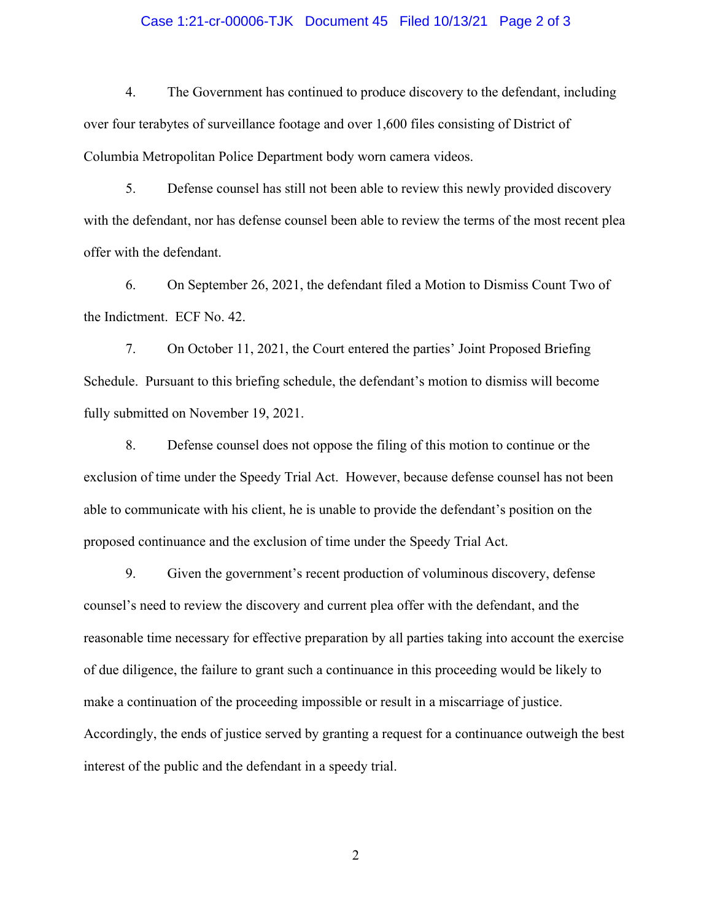4. The Government has continued to produce discovery to the defendant, including over four terabytes of surveillance footage and over 1,600 files consisting of District of Columbia Metropolitan Police Department body worn camera videos.

5. Defense counsel has still not been able to review this newly provided discovery with the defendant, nor has defense counsel been able to review the terms of the most recent plea offer with the defendant.

6. On September 26, 2021, the defendant filed a Motion to Dismiss Count Two of the Indictment. ECF No. 42.

7. On October 11, 2021, the Court entered the parties' Joint Proposed Briefing Schedule. Pursuant to this briefing schedule, the defendant's motion to dismiss will become fully submitted on November 19, 2021.

8. Defense counsel does not oppose the filing of this motion to continue or the exclusion of time under the Speedy Trial Act. However, because defense counsel has not been able to communicate with his client, he is unable to provide the defendant's position on the proposed continuance and the exclusion of time under the Speedy Trial Act.

9. Given the government's recent production of voluminous discovery, defense counsel's need to review the discovery and current plea offer with the defendant, and the reasonable time necessary for effective preparation by all parties taking into account the exercise of due diligence, the failure to grant such a continuance in this proceeding would be likely to make a continuation of the proceeding impossible or result in a miscarriage of justice. Accordingly, the ends of justice served by granting a request for a continuance outweigh the best interest of the public and the defendant in a speedy trial.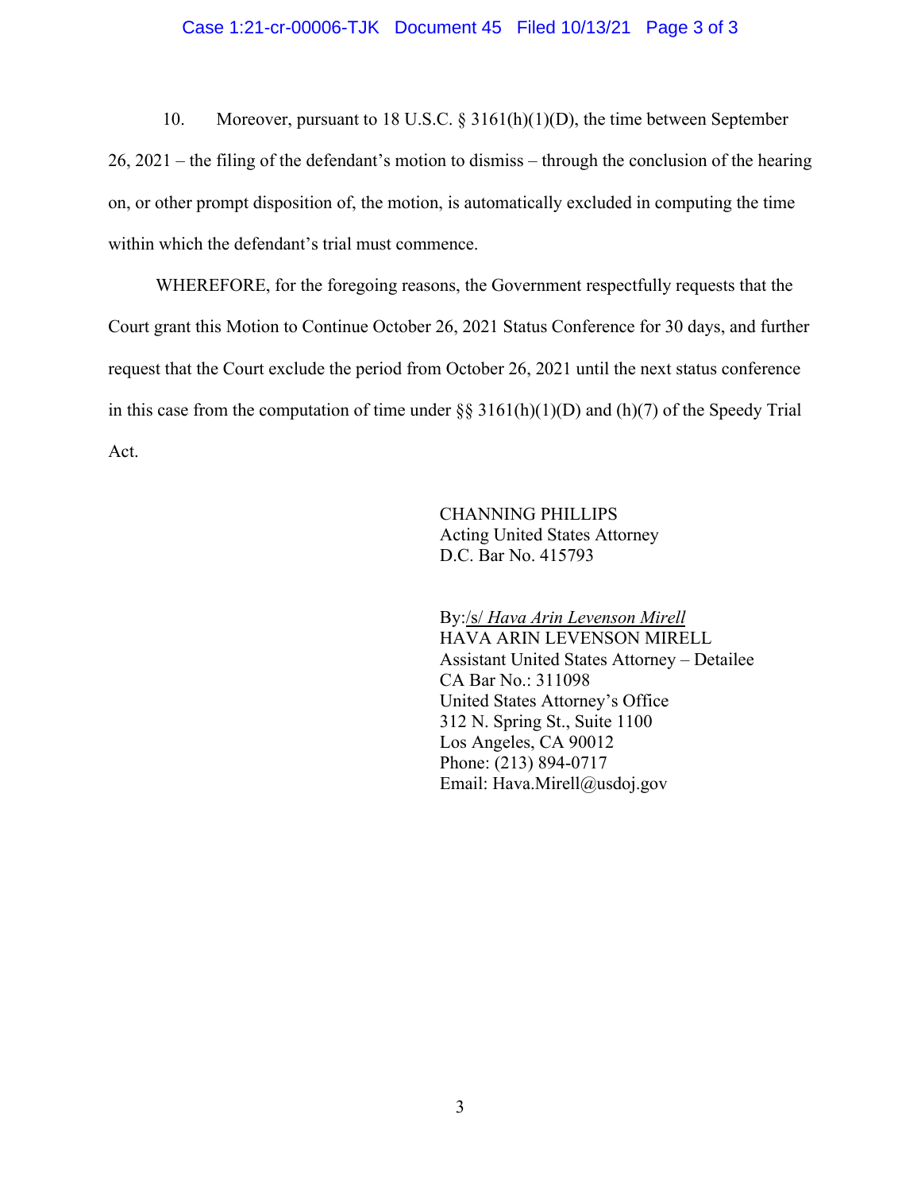10. Moreover, pursuant to 18 U.S.C. § 3161(h)(1)(D), the time between September 26, 2021 – the filing of the defendant's motion to dismiss – through the conclusion of the hearing on, or other prompt disposition of, the motion, is automatically excluded in computing the time within which the defendant's trial must commence.

WHEREFORE, for the foregoing reasons, the Government respectfully requests that the Court grant this Motion to Continue October 26, 2021 Status Conference for 30 days, and further request that the Court exclude the period from October 26, 2021 until the next status conference in this case from the computation of time under §§ 3161(h)(1)(D) and (h)(7) of the Speedy Trial Act.

CHANNING PHILLIPS
Acting United States Attorney
D.C. Bar No. 415793

By:/s/ *Hava Arin Levenson Mirell*
HAVA ARIN LEVENSON MIRELL
Assistant United States Attorney – Detailee
CA Bar No.: 311098
United States Attorney's Office
312 N. Spring St., Suite 1100
Los Angeles, CA 90012
Phone: (213) 894-0717
Email: Hava.Mirell@usdoj.gov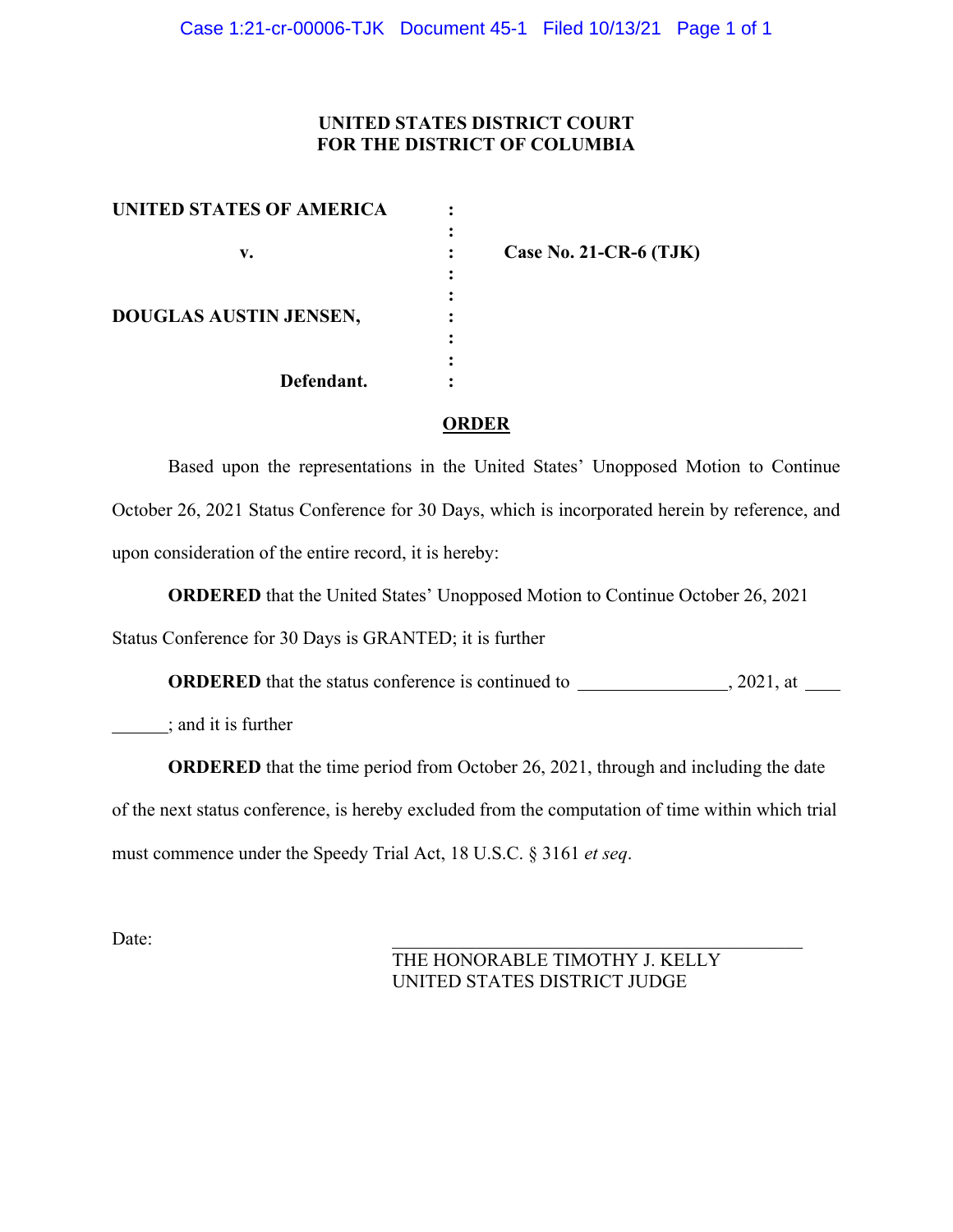**UNITED STATES DISTRICT COURT**
**FOR THE DISTRICT OF COLUMBIA**

| | | |
|---|---|---|
| **UNITED STATES OF AMERICA** | : | |
| | : | |
| **v.** | : | **Case No. 21-CR-6 (TJK)** |
| | : | |
| | : | |
| **DOUGLAS AUSTIN JENSEN,** | : | |
| | : | |
| | : | |
| **Defendant.** | : | |

**ORDER**

Based upon the representations in the United States' Unopposed Motion to Continue October 26, 2021 Status Conference for 30 Days, which is incorporated herein by reference, and upon consideration of the entire record, it is hereby:

**ORDERED** that the United States' Unopposed Motion to Continue October 26, 2021 Status Conference for 30 Days is GRANTED; it is further

**ORDERED** that the status conference is continued to ________________, 2021, at __________; and it is further

**ORDERED** that the time period from October 26, 2021, through and including the date of the next status conference, is hereby excluded from the computation of time within which trial must commence under the Speedy Trial Act, 18 U.S.C. § 3161 *et seq*.

Date:

\_\_\_\_\_\_\_\_\_\_\_\_\_\_\_\_\_\_\_\_\_\_\_\_\_\_\_\_\_\_\_\_\_\_\_\_\_\_\_\_
THE HONORABLE TIMOTHY J. KELLY
UNITED STATES DISTRICT JUDGE